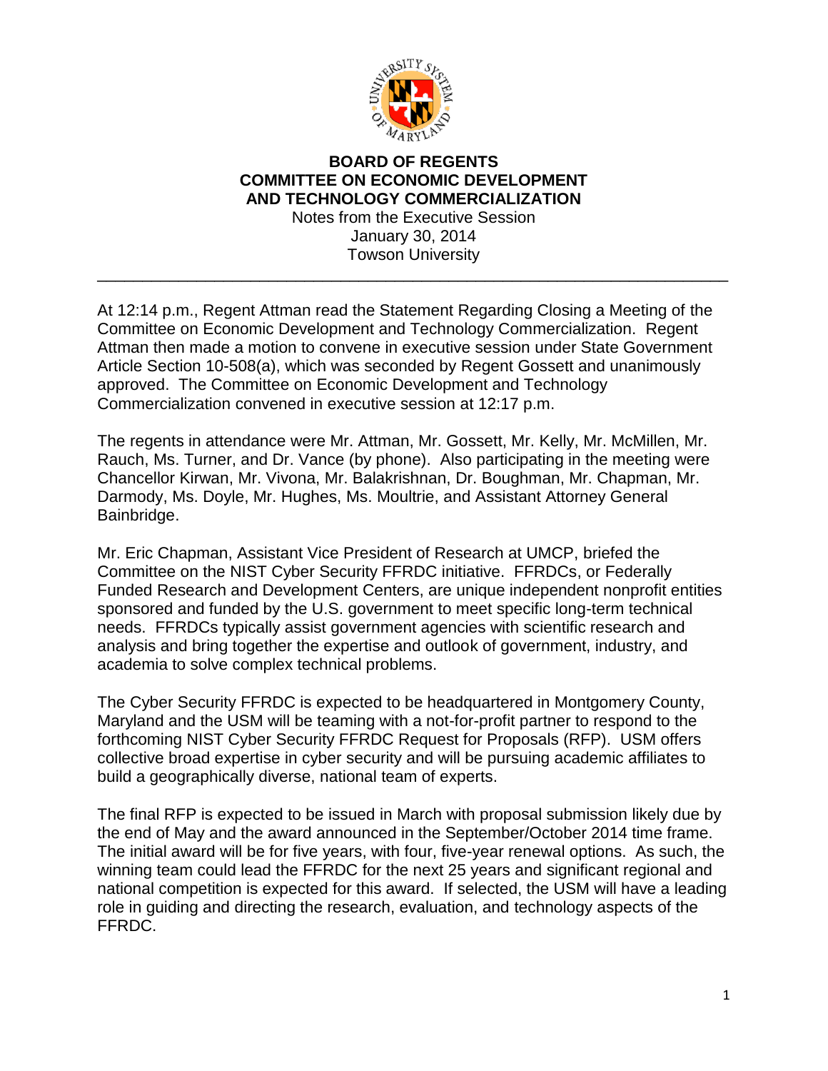# BOARD OF REGENTS
# COMMITTEE ON ECONOMIC DEVELOPMENT AND TECHNOLOGY COMMERCIALIZATION

Notes from the Executive Session
January 30, 2014
Towson University

---

At 12:14 p.m., Regent Attman read the Statement Regarding Closing a Meeting of the Committee on Economic Development and Technology Commercialization. Regent Attman then made a motion to convene in executive session under State Government Article Section 10-508(a), which was seconded by Regent Gossett and unanimously approved. The Committee on Economic Development and Technology Commercialization convened in executive session at 12:17 p.m.

The regents in attendance were Mr. Attman, Mr. Gossett, Mr. Kelly, Mr. McMillen, Mr. Rauch, Ms. Turner, and Dr. Vance (by phone). Also participating in the meeting were Chancellor Kirwan, Mr. Vivona, Mr. Balakrishnan, Dr. Boughman, Mr. Chapman, Mr. Darmody, Ms. Doyle, Mr. Hughes, Ms. Moultrie, and Assistant Attorney General Bainbridge.

Mr. Eric Chapman, Assistant Vice President of Research at UMCP, briefed the Committee on the NIST Cyber Security FFRDC initiative. FFRDCs, or Federally Funded Research and Development Centers, are unique independent nonprofit entities sponsored and funded by the U.S. government to meet specific long-term technical needs. FFRDCs typically assist government agencies with scientific research and analysis and bring together the expertise and outlook of government, industry, and academia to solve complex technical problems.

The Cyber Security FFRDC is expected to be headquartered in Montgomery County, Maryland and the USM will be teaming with a not-for-profit partner to respond to the forthcoming NIST Cyber Security FFRDC Request for Proposals (RFP). USM offers collective broad expertise in cyber security and will be pursuing academic affiliates to build a geographically diverse, national team of experts.

The final RFP is expected to be issued in March with proposal submission likely due by the end of May and the award announced in the September/October 2014 time frame. The initial award will be for five years, with four, five-year renewal options. As such, the winning team could lead the FFRDC for the next 25 years and significant regional and national competition is expected for this award. If selected, the USM will have a leading role in guiding and directing the research, evaluation, and technology aspects of the FFRDC.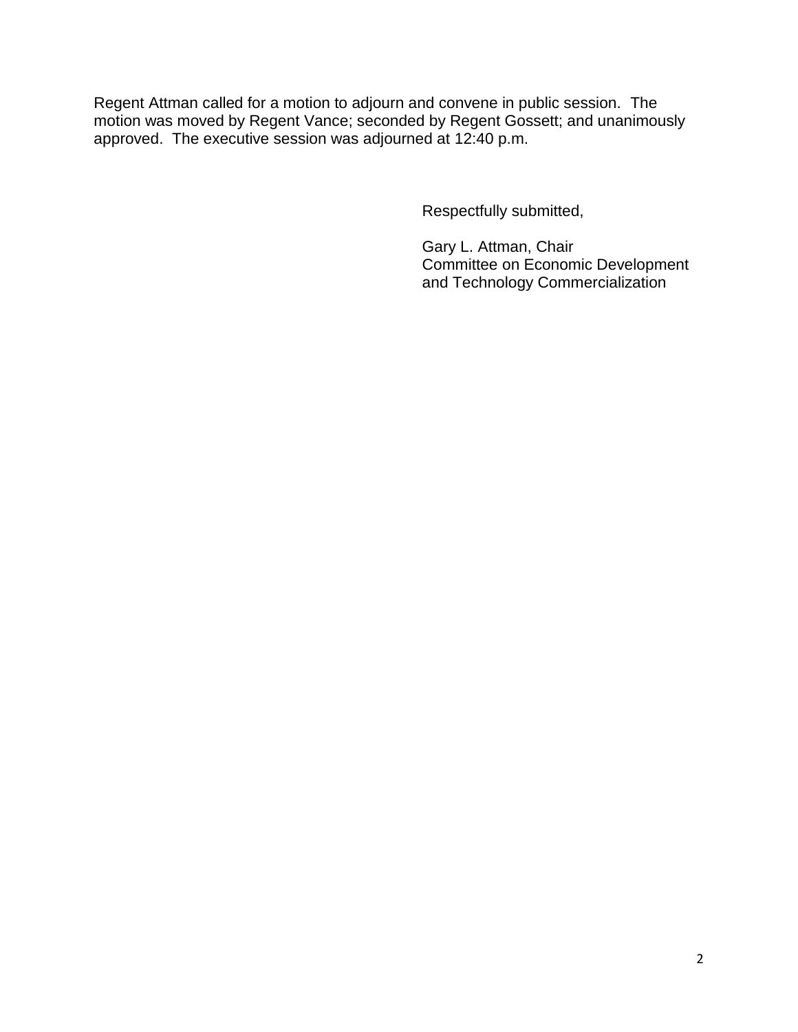Regent Attman called for a motion to adjourn and convene in public session. The motion was moved by Regent Vance; seconded by Regent Gossett; and unanimously approved. The executive session was adjourned at 12:40 p.m.

Respectfully submitted,

Gary L. Attman, Chair
Committee on Economic Development
and Technology Commercialization